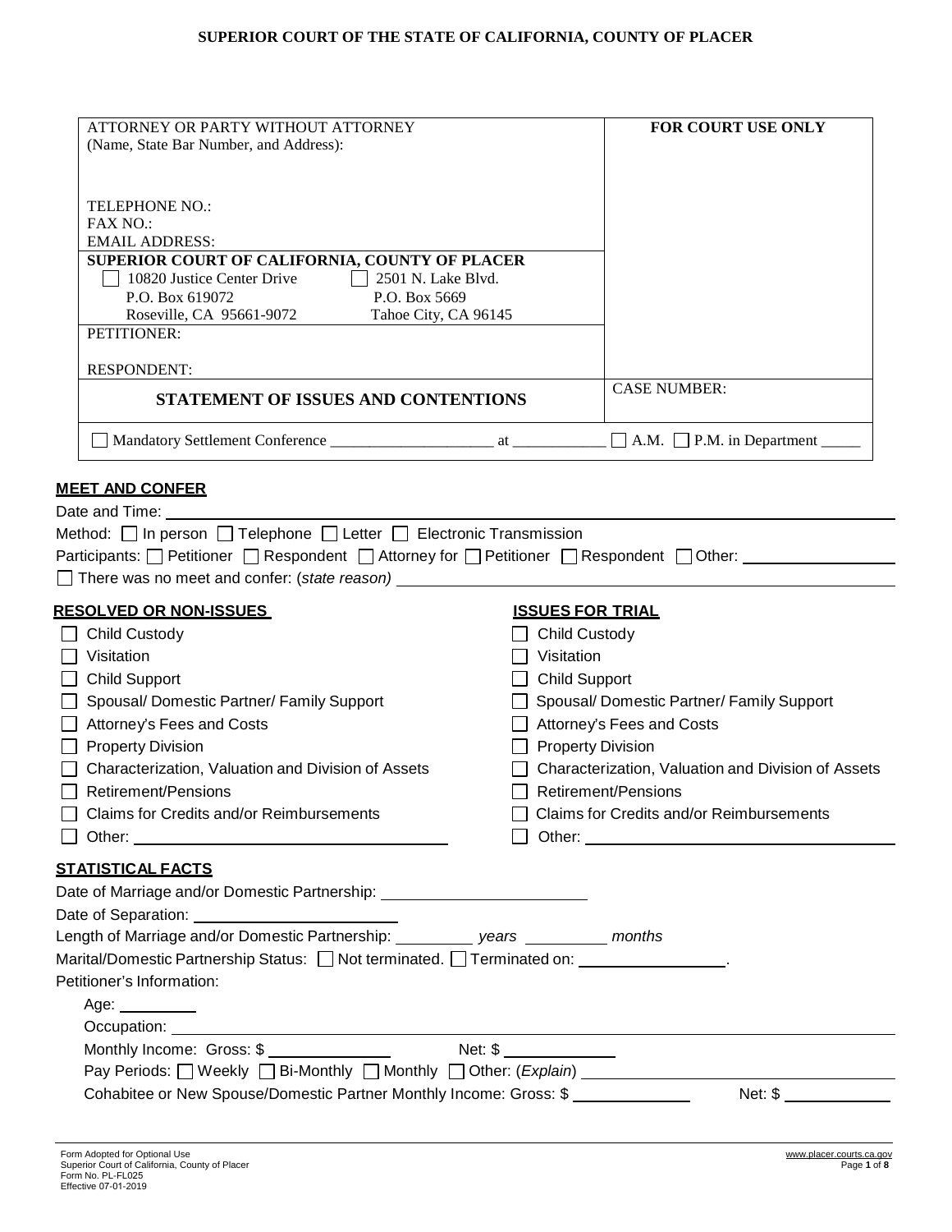**SUPERIOR COURT OF THE STATE OF CALIFORNIA, COUNTY OF PLACER**

| | |
|---|---|
| ATTORNEY OR PARTY WITHOUT ATTORNEY (Name, State Bar Number, and Address):<br><br>TELEPHONE NO.:<br>FAX NO.:<br>EMAIL ADDRESS: | **FOR COURT USE ONLY** |
| **SUPERIOR COURT OF CALIFORNIA, COUNTY OF PLACER**<br>☐ 10820 Justice Center Drive, P.O. Box 619072, Roseville, CA 95661-9072<br>☐ 2501 N. Lake Blvd., P.O. Box 5669, Tahoe City, CA 96145 | |
| PETITIONER:<br><br>RESPONDENT: | |
| **STATEMENT OF ISSUES AND CONTENTIONS** | CASE NUMBER: |

☐ Mandatory Settlement Conference ____________________ at ___________ ☐ A.M. ☐ P.M. in Department _____

## MEET AND CONFER

Date and Time: ____________________

Method: ☐ In person ☐ Telephone ☐ Letter ☐ Electronic Transmission

Participants: ☐ Petitioner ☐ Respondent ☐ Attorney for ☐ Petitioner ☐ Respondent ☐ Other: ____________

☐ There was no meet and confer: (*state reason*) ____________________

| RESOLVED OR NON-ISSUES | ISSUES FOR TRIAL |
|---|---|
| ☐ Child Custody | ☐ Child Custody |
| ☐ Visitation | ☐ Visitation |
| ☐ Child Support | ☐ Child Support |
| ☐ Spousal/ Domestic Partner/ Family Support | ☐ Spousal/ Domestic Partner/ Family Support |
| ☐ Attorney's Fees and Costs | ☐ Attorney's Fees and Costs |
| ☐ Property Division | ☐ Property Division |
| ☐ Characterization, Valuation and Division of Assets | ☐ Characterization, Valuation and Division of Assets |
| ☐ Retirement/Pensions | ☐ Retirement/Pensions |
| ☐ Claims for Credits and/or Reimbursements | ☐ Claims for Credits and/or Reimbursements |
| ☐ Other: ____________ | ☐ Other: ____________ |

## STATISTICAL FACTS

Date of Marriage and/or Domestic Partnership: ____________

Date of Separation: ____________

Length of Marriage and/or Domestic Partnership: ________ *years* ________ *months*

Marital/Domestic Partnership Status: ☐ Not terminated. ☐ Terminated on: ____________.

Petitioner's Information:

Age: ________

Occupation: ____________

Monthly Income: Gross: $ ____________ Net: $ ____________

Pay Periods: ☐ Weekly ☐ Bi-Monthly ☐ Monthly ☐ Other: (*Explain*) ____________

Cohabitee or New Spouse/Domestic Partner Monthly Income: Gross: $ ____________ Net: $ ____________

Form Adopted for Optional Use
Superior Court of California, County of Placer
Form No. PL-FL025
Effective 07-01-2019

www.placer.courts.ca.gov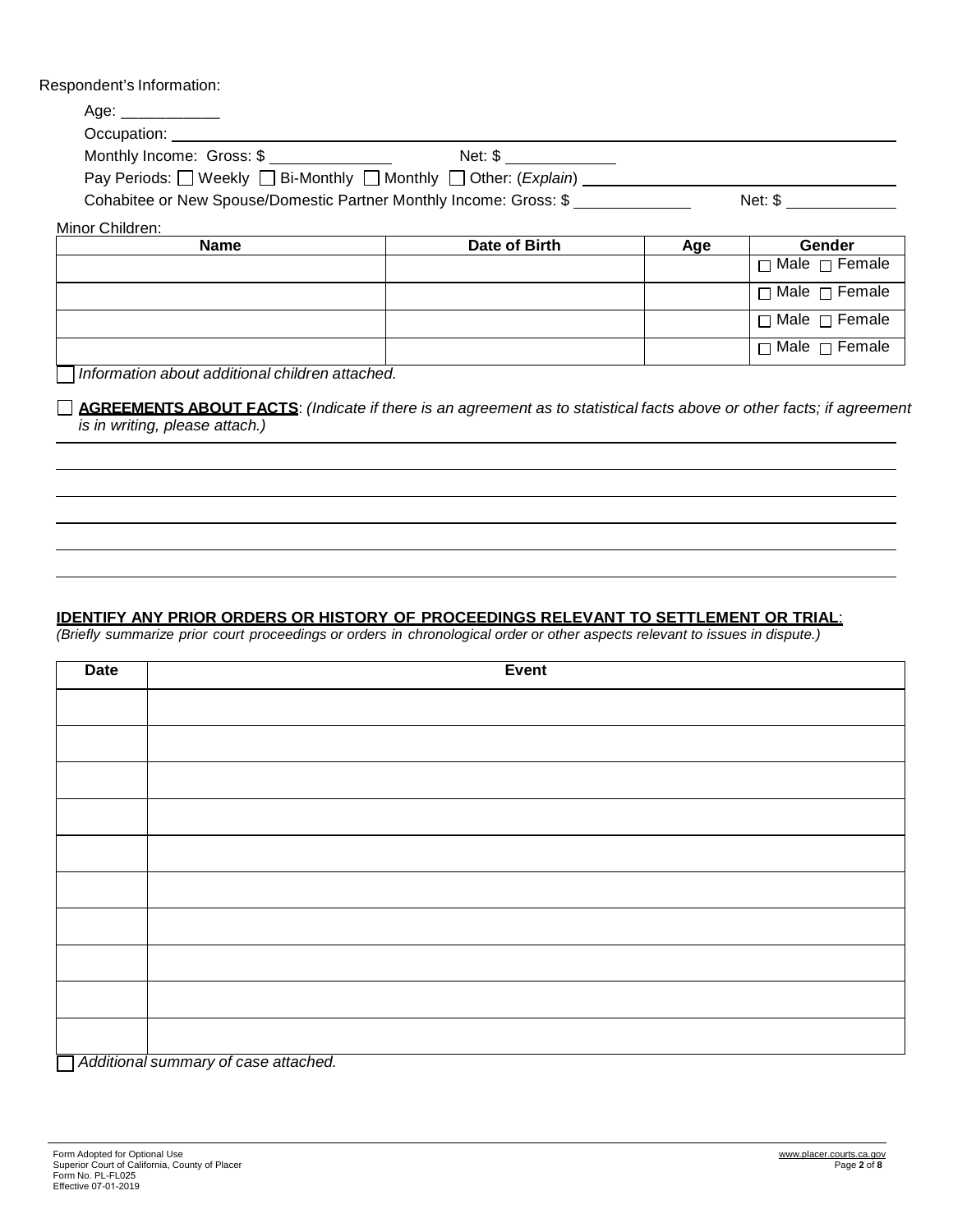Respondent's Information:

Age: ___________

Occupation: ______________________________________________________________

Monthly Income: Gross: $ ______________ Net: $ _____________

Pay Periods: ☐ Weekly ☐ Bi-Monthly ☐ Monthly ☐ Other: (*Explain*) ____________________________

Cohabitee or New Spouse/Domestic Partner Monthly Income: Gross: $ _____________ Net: $ _____________

Minor Children:

| Name | Date of Birth | Age | Gender |
|---|---|---|---|
| | | | ☐ Male ☐ Female |
| | | | ☐ Male ☐ Female |
| | | | ☐ Male ☐ Female |
| | | | ☐ Male ☐ Female |

☐ *Information about additional children attached.*

☐ **AGREEMENTS ABOUT FACTS**: *(Indicate if there is an agreement as to statistical facts above or other facts; if agreement is in writing, please attach.)*

______________________________________________________________________________

______________________________________________________________________________

______________________________________________________________________________

______________________________________________________________________________

______________________________________________________________________________

______________________________________________________________________________

**IDENTIFY ANY PRIOR ORDERS OR HISTORY OF PROCEEDINGS RELEVANT TO SETTLEMENT OR TRIAL**:
*(Briefly summarize prior court proceedings or orders in chronological order or other aspects relevant to issues in dispute.)*

| Date | Event |
|---|---|
| | |
| | |
| | |
| | |
| | |
| | |
| | |
| | |
| | |
| | |

☐ *Additional summary of case attached.*

Form Adopted for Optional Use
Superior Court of California, County of Placer
Form No. PL-FL025
Effective 07-01-2019

www.placer.courts.ca.gov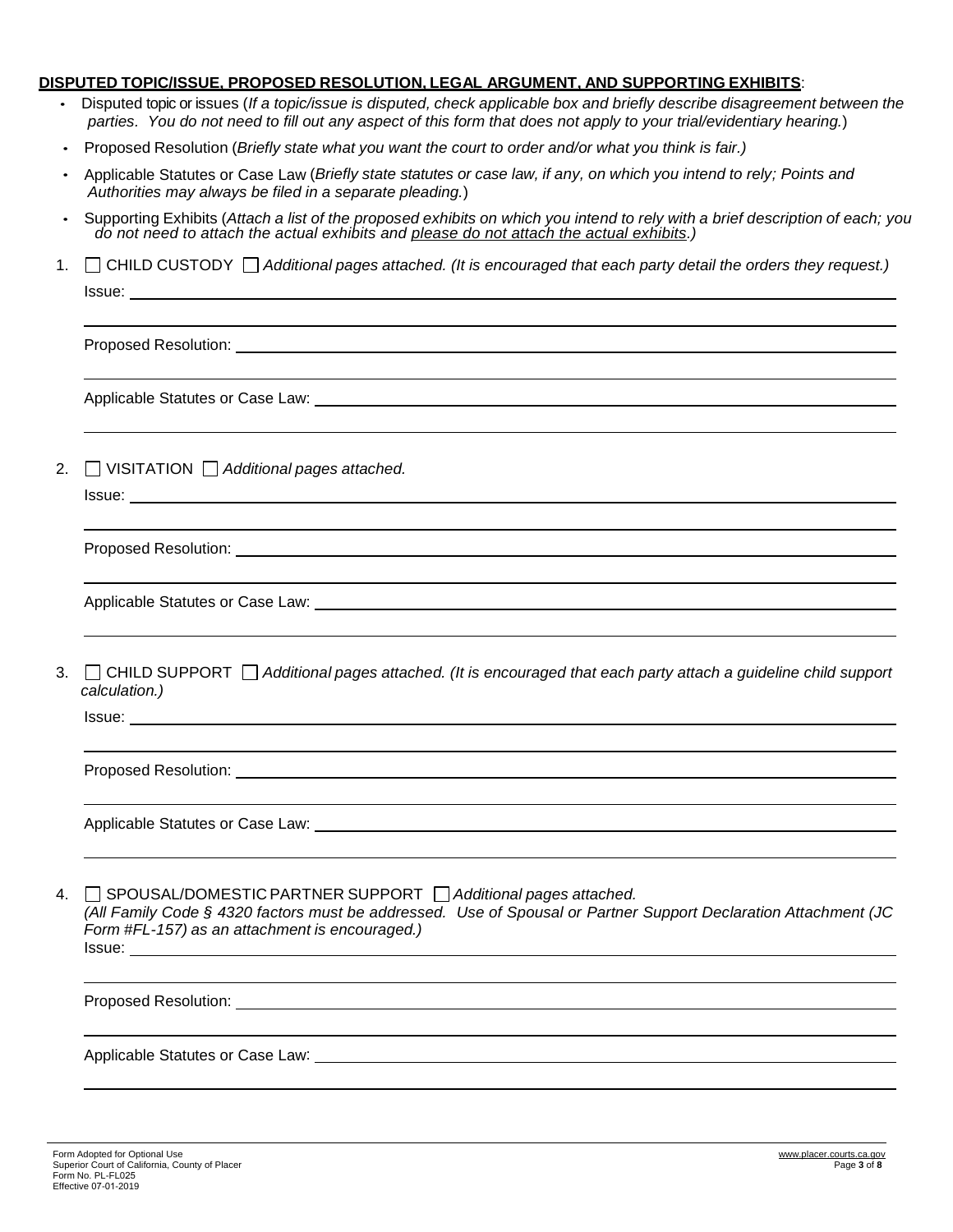**DISPUTED TOPIC/ISSUE, PROPOSED RESOLUTION, LEGAL ARGUMENT, AND SUPPORTING EXHIBITS**:

- Disputed topic or issues (*If a topic/issue is disputed, check applicable box and briefly describe disagreement between the parties. You do not need to fill out any aspect of this form that does not apply to your trial/evidentiary hearing.*)
- Proposed Resolution (*Briefly state what you want the court to order and/or what you think is fair.)*
- Applicable Statutes or Case Law (*Briefly state statutes or case law, if any, on which you intend to rely; Points and Authorities may always be filed in a separate pleading.*)
- Supporting Exhibits (*Attach a list of the proposed exhibits on which you intend to rely with a brief description of each; you do not need to attach the actual exhibits and please do not attach the actual exhibits.)*

1. ☐ CHILD CUSTODY ☐ *Additional pages attached. (It is encouraged that each party detail the orders they request.)*

   Issue: \_\_\_\_\_\_\_\_\_\_\_\_\_\_\_\_\_\_\_\_\_\_\_\_\_\_\_\_\_\_\_\_\_\_\_\_\_\_\_\_

   Proposed Resolution: \_\_\_\_\_\_\_\_\_\_\_\_\_\_\_\_\_\_\_\_\_\_\_\_\_\_\_\_\_\_\_\_\_\_\_\_\_\_\_\_

   Applicable Statutes or Case Law: \_\_\_\_\_\_\_\_\_\_\_\_\_\_\_\_\_\_\_\_\_\_\_\_\_\_\_\_\_\_\_\_\_\_\_\_\_\_\_\_

2. ☐ VISITATION ☐ *Additional pages attached.*

   Issue: \_\_\_\_\_\_\_\_\_\_\_\_\_\_\_\_\_\_\_\_\_\_\_\_\_\_\_\_\_\_\_\_\_\_\_\_\_\_\_\_

   Proposed Resolution: \_\_\_\_\_\_\_\_\_\_\_\_\_\_\_\_\_\_\_\_\_\_\_\_\_\_\_\_\_\_\_\_\_\_\_\_\_\_\_\_

   Applicable Statutes or Case Law: \_\_\_\_\_\_\_\_\_\_\_\_\_\_\_\_\_\_\_\_\_\_\_\_\_\_\_\_\_\_\_\_\_\_\_\_\_\_\_\_

3. ☐ CHILD SUPPORT ☐ *Additional pages attached. (It is encouraged that each party attach a guideline child support calculation.)*

   Issue: \_\_\_\_\_\_\_\_\_\_\_\_\_\_\_\_\_\_\_\_\_\_\_\_\_\_\_\_\_\_\_\_\_\_\_\_\_\_\_\_

   Proposed Resolution: \_\_\_\_\_\_\_\_\_\_\_\_\_\_\_\_\_\_\_\_\_\_\_\_\_\_\_\_\_\_\_\_\_\_\_\_\_\_\_\_

   Applicable Statutes or Case Law: \_\_\_\_\_\_\_\_\_\_\_\_\_\_\_\_\_\_\_\_\_\_\_\_\_\_\_\_\_\_\_\_\_\_\_\_\_\_\_\_

4. ☐ SPOUSAL/DOMESTIC PARTNER SUPPORT ☐ *Additional pages attached.*
   *(All Family Code § 4320 factors must be addressed. Use of Spousal or Partner Support Declaration Attachment (JC Form #FL-157) as an attachment is encouraged.)*

   Issue: \_\_\_\_\_\_\_\_\_\_\_\_\_\_\_\_\_\_\_\_\_\_\_\_\_\_\_\_\_\_\_\_\_\_\_\_\_\_\_\_

   Proposed Resolution: \_\_\_\_\_\_\_\_\_\_\_\_\_\_\_\_\_\_\_\_\_\_\_\_\_\_\_\_\_\_\_\_\_\_\_\_\_\_\_\_

   Applicable Statutes or Case Law: \_\_\_\_\_\_\_\_\_\_\_\_\_\_\_\_\_\_\_\_\_\_\_\_\_\_\_\_\_\_\_\_\_\_\_\_\_\_\_\_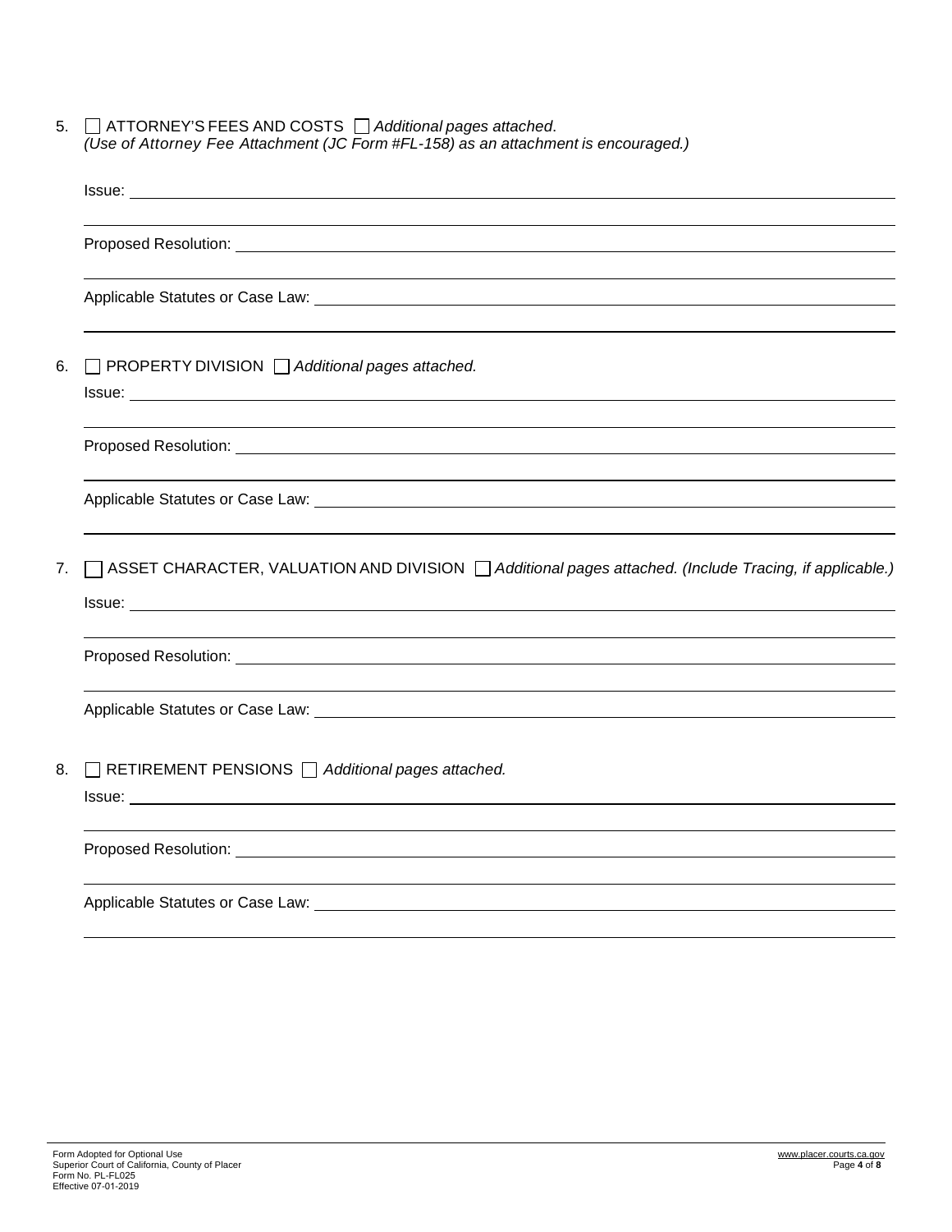5. ☐ ATTORNEY'S FEES AND COSTS ☐ *Additional pages attached.*
*(Use of Attorney Fee Attachment (JC Form #FL-158) as an attachment is encouraged.)*

Issue: \_\_\_\_\_\_\_\_\_\_\_\_\_\_\_\_\_\_\_\_\_\_\_\_\_\_\_\_\_\_\_\_\_\_\_\_\_\_\_\_\_\_\_\_\_\_\_\_\_\_\_\_\_\_\_\_\_\_\_\_\_\_\_\_\_\_\_\_

\_\_\_\_\_\_\_\_\_\_\_\_\_\_\_\_\_\_\_\_\_\_\_\_\_\_\_\_\_\_\_\_\_\_\_\_\_\_\_\_\_\_\_\_\_\_\_\_\_\_\_\_\_\_\_\_\_\_\_\_\_\_\_\_\_\_\_\_\_\_\_\_\_\_\_\_

Proposed Resolution: \_\_\_\_\_\_\_\_\_\_\_\_\_\_\_\_\_\_\_\_\_\_\_\_\_\_\_\_\_\_\_\_\_\_\_\_\_\_\_\_\_\_\_\_\_\_\_\_\_\_\_\_\_\_\_\_\_

\_\_\_\_\_\_\_\_\_\_\_\_\_\_\_\_\_\_\_\_\_\_\_\_\_\_\_\_\_\_\_\_\_\_\_\_\_\_\_\_\_\_\_\_\_\_\_\_\_\_\_\_\_\_\_\_\_\_\_\_\_\_\_\_\_\_\_\_\_\_\_\_\_\_\_\_

Applicable Statutes or Case Law: \_\_\_\_\_\_\_\_\_\_\_\_\_\_\_\_\_\_\_\_\_\_\_\_\_\_\_\_\_\_\_\_\_\_\_\_\_\_\_\_\_\_\_\_\_\_\_\_

\_\_\_\_\_\_\_\_\_\_\_\_\_\_\_\_\_\_\_\_\_\_\_\_\_\_\_\_\_\_\_\_\_\_\_\_\_\_\_\_\_\_\_\_\_\_\_\_\_\_\_\_\_\_\_\_\_\_\_\_\_\_\_\_\_\_\_\_\_\_\_\_\_\_\_\_

6. ☐ PROPERTY DIVISION ☐ *Additional pages attached.*

Issue: \_\_\_\_\_\_\_\_\_\_\_\_\_\_\_\_\_\_\_\_\_\_\_\_\_\_\_\_\_\_\_\_\_\_\_\_\_\_\_\_\_\_\_\_\_\_\_\_\_\_\_\_\_\_\_\_\_\_\_\_\_\_\_\_\_\_\_\_

\_\_\_\_\_\_\_\_\_\_\_\_\_\_\_\_\_\_\_\_\_\_\_\_\_\_\_\_\_\_\_\_\_\_\_\_\_\_\_\_\_\_\_\_\_\_\_\_\_\_\_\_\_\_\_\_\_\_\_\_\_\_\_\_\_\_\_\_\_\_\_\_\_\_\_\_

Proposed Resolution: \_\_\_\_\_\_\_\_\_\_\_\_\_\_\_\_\_\_\_\_\_\_\_\_\_\_\_\_\_\_\_\_\_\_\_\_\_\_\_\_\_\_\_\_\_\_\_\_\_\_\_\_\_\_\_\_\_

\_\_\_\_\_\_\_\_\_\_\_\_\_\_\_\_\_\_\_\_\_\_\_\_\_\_\_\_\_\_\_\_\_\_\_\_\_\_\_\_\_\_\_\_\_\_\_\_\_\_\_\_\_\_\_\_\_\_\_\_\_\_\_\_\_\_\_\_\_\_\_\_\_\_\_\_

Applicable Statutes or Case Law: \_\_\_\_\_\_\_\_\_\_\_\_\_\_\_\_\_\_\_\_\_\_\_\_\_\_\_\_\_\_\_\_\_\_\_\_\_\_\_\_\_\_\_\_\_\_\_\_

\_\_\_\_\_\_\_\_\_\_\_\_\_\_\_\_\_\_\_\_\_\_\_\_\_\_\_\_\_\_\_\_\_\_\_\_\_\_\_\_\_\_\_\_\_\_\_\_\_\_\_\_\_\_\_\_\_\_\_\_\_\_\_\_\_\_\_\_\_\_\_\_\_\_\_\_

7. ☐ ASSET CHARACTER, VALUATION AND DIVISION ☐ *Additional pages attached. (Include Tracing, if applicable.)*

Issue: \_\_\_\_\_\_\_\_\_\_\_\_\_\_\_\_\_\_\_\_\_\_\_\_\_\_\_\_\_\_\_\_\_\_\_\_\_\_\_\_\_\_\_\_\_\_\_\_\_\_\_\_\_\_\_\_\_\_\_\_\_\_\_\_\_\_\_\_

\_\_\_\_\_\_\_\_\_\_\_\_\_\_\_\_\_\_\_\_\_\_\_\_\_\_\_\_\_\_\_\_\_\_\_\_\_\_\_\_\_\_\_\_\_\_\_\_\_\_\_\_\_\_\_\_\_\_\_\_\_\_\_\_\_\_\_\_\_\_\_\_\_\_\_\_

Proposed Resolution: \_\_\_\_\_\_\_\_\_\_\_\_\_\_\_\_\_\_\_\_\_\_\_\_\_\_\_\_\_\_\_\_\_\_\_\_\_\_\_\_\_\_\_\_\_\_\_\_\_\_\_\_\_\_\_\_\_

\_\_\_\_\_\_\_\_\_\_\_\_\_\_\_\_\_\_\_\_\_\_\_\_\_\_\_\_\_\_\_\_\_\_\_\_\_\_\_\_\_\_\_\_\_\_\_\_\_\_\_\_\_\_\_\_\_\_\_\_\_\_\_\_\_\_\_\_\_\_\_\_\_\_\_\_

Applicable Statutes or Case Law: \_\_\_\_\_\_\_\_\_\_\_\_\_\_\_\_\_\_\_\_\_\_\_\_\_\_\_\_\_\_\_\_\_\_\_\_\_\_\_\_\_\_\_\_\_\_\_\_

8. ☐ RETIREMENT PENSIONS ☐ *Additional pages attached.*

Issue: \_\_\_\_\_\_\_\_\_\_\_\_\_\_\_\_\_\_\_\_\_\_\_\_\_\_\_\_\_\_\_\_\_\_\_\_\_\_\_\_\_\_\_\_\_\_\_\_\_\_\_\_\_\_\_\_\_\_\_\_\_\_\_\_\_\_\_\_

\_\_\_\_\_\_\_\_\_\_\_\_\_\_\_\_\_\_\_\_\_\_\_\_\_\_\_\_\_\_\_\_\_\_\_\_\_\_\_\_\_\_\_\_\_\_\_\_\_\_\_\_\_\_\_\_\_\_\_\_\_\_\_\_\_\_\_\_\_\_\_\_\_\_\_\_

Proposed Resolution: \_\_\_\_\_\_\_\_\_\_\_\_\_\_\_\_\_\_\_\_\_\_\_\_\_\_\_\_\_\_\_\_\_\_\_\_\_\_\_\_\_\_\_\_\_\_\_\_\_\_\_\_\_\_\_\_\_

\_\_\_\_\_\_\_\_\_\_\_\_\_\_\_\_\_\_\_\_\_\_\_\_\_\_\_\_\_\_\_\_\_\_\_\_\_\_\_\_\_\_\_\_\_\_\_\_\_\_\_\_\_\_\_\_\_\_\_\_\_\_\_\_\_\_\_\_\_\_\_\_\_\_\_\_

Applicable Statutes or Case Law: \_\_\_\_\_\_\_\_\_\_\_\_\_\_\_\_\_\_\_\_\_\_\_\_\_\_\_\_\_\_\_\_\_\_\_\_\_\_\_\_\_\_\_\_\_\_\_\_

\_\_\_\_\_\_\_\_\_\_\_\_\_\_\_\_\_\_\_\_\_\_\_\_\_\_\_\_\_\_\_\_\_\_\_\_\_\_\_\_\_\_\_\_\_\_\_\_\_\_\_\_\_\_\_\_\_\_\_\_\_\_\_\_\_\_\_\_\_\_\_\_\_\_\_\_

Form Adopted for Optional Use
Superior Court of California, County of Placer
Form No. PL-FL025
Effective 07-01-2019

www.placer.courts.ca.gov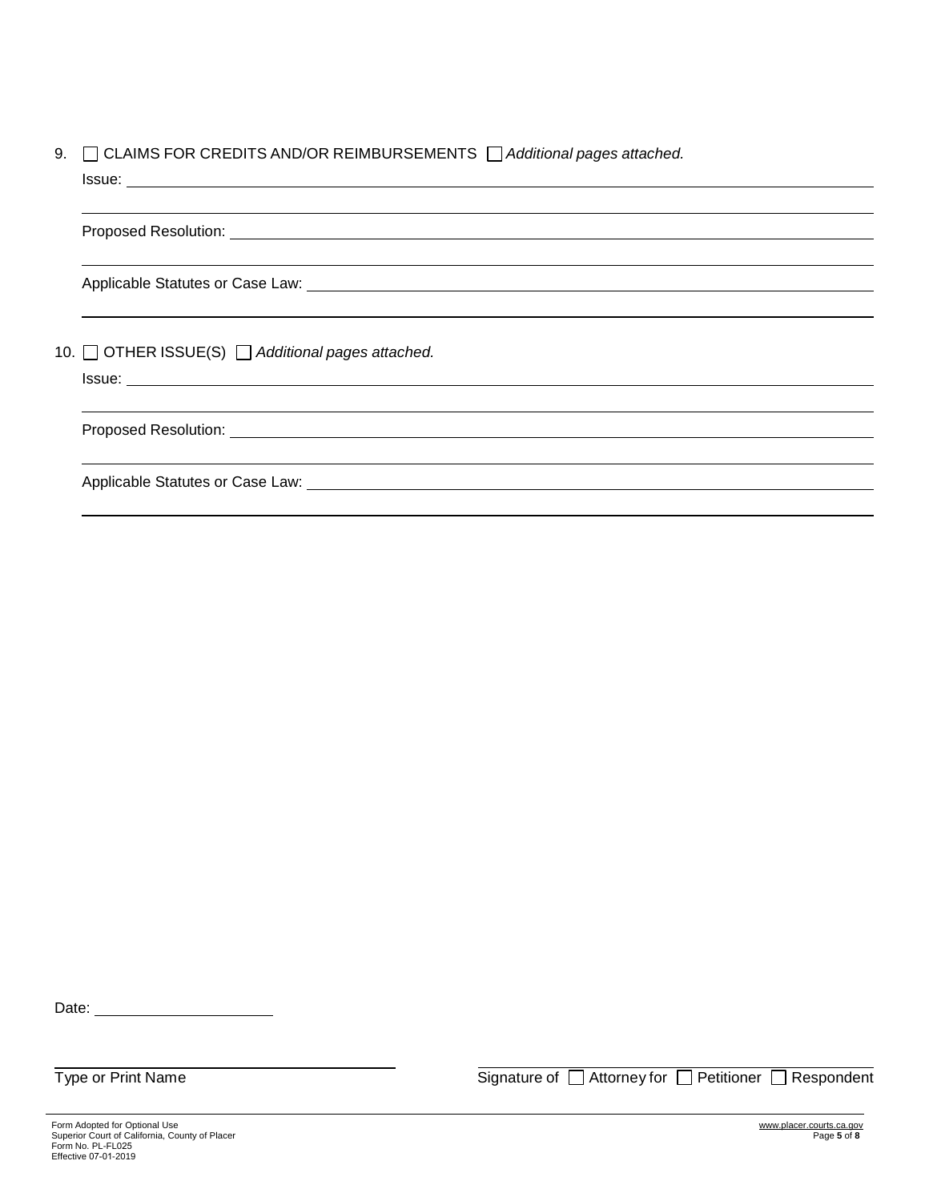9. ☐ CLAIMS FOR CREDITS AND/OR REIMBURSEMENTS ☐ *Additional pages attached.*

Issue: \_\_\_\_\_\_\_\_\_\_\_\_\_\_\_\_\_\_\_\_\_\_\_\_\_\_\_\_\_\_\_\_\_\_\_\_\_\_\_\_\_\_\_\_\_\_\_\_\_\_\_\_\_\_\_\_\_\_\_\_\_\_\_\_\_\_\_\_\_\_\_\_\_\_\_\_\_\_

\_\_\_\_\_\_\_\_\_\_\_\_\_\_\_\_\_\_\_\_\_\_\_\_\_\_\_\_\_\_\_\_\_\_\_\_\_\_\_\_\_\_\_\_\_\_\_\_\_\_\_\_\_\_\_\_\_\_\_\_\_\_\_\_\_\_\_\_\_\_\_\_\_\_\_\_\_\_\_\_\_\_\_\_

Proposed Resolution: \_\_\_\_\_\_\_\_\_\_\_\_\_\_\_\_\_\_\_\_\_\_\_\_\_\_\_\_\_\_\_\_\_\_\_\_\_\_\_\_\_\_\_\_\_\_\_\_\_\_\_\_\_\_\_\_\_\_\_\_\_\_\_\_\_\_

\_\_\_\_\_\_\_\_\_\_\_\_\_\_\_\_\_\_\_\_\_\_\_\_\_\_\_\_\_\_\_\_\_\_\_\_\_\_\_\_\_\_\_\_\_\_\_\_\_\_\_\_\_\_\_\_\_\_\_\_\_\_\_\_\_\_\_\_\_\_\_\_\_\_\_\_\_\_\_\_\_\_\_\_

Applicable Statutes or Case Law: \_\_\_\_\_\_\_\_\_\_\_\_\_\_\_\_\_\_\_\_\_\_\_\_\_\_\_\_\_\_\_\_\_\_\_\_\_\_\_\_\_\_\_\_\_\_\_\_\_\_\_\_\_\_\_\_

\_\_\_\_\_\_\_\_\_\_\_\_\_\_\_\_\_\_\_\_\_\_\_\_\_\_\_\_\_\_\_\_\_\_\_\_\_\_\_\_\_\_\_\_\_\_\_\_\_\_\_\_\_\_\_\_\_\_\_\_\_\_\_\_\_\_\_\_\_\_\_\_\_\_\_\_\_\_\_\_\_\_\_\_

10. ☐ OTHER ISSUE(S) ☐ *Additional pages attached.*

Issue: \_\_\_\_\_\_\_\_\_\_\_\_\_\_\_\_\_\_\_\_\_\_\_\_\_\_\_\_\_\_\_\_\_\_\_\_\_\_\_\_\_\_\_\_\_\_\_\_\_\_\_\_\_\_\_\_\_\_\_\_\_\_\_\_\_\_\_\_\_\_\_\_\_\_\_\_\_\_

\_\_\_\_\_\_\_\_\_\_\_\_\_\_\_\_\_\_\_\_\_\_\_\_\_\_\_\_\_\_\_\_\_\_\_\_\_\_\_\_\_\_\_\_\_\_\_\_\_\_\_\_\_\_\_\_\_\_\_\_\_\_\_\_\_\_\_\_\_\_\_\_\_\_\_\_\_\_\_\_\_\_\_\_

Proposed Resolution: \_\_\_\_\_\_\_\_\_\_\_\_\_\_\_\_\_\_\_\_\_\_\_\_\_\_\_\_\_\_\_\_\_\_\_\_\_\_\_\_\_\_\_\_\_\_\_\_\_\_\_\_\_\_\_\_\_\_\_\_\_\_\_\_\_\_

\_\_\_\_\_\_\_\_\_\_\_\_\_\_\_\_\_\_\_\_\_\_\_\_\_\_\_\_\_\_\_\_\_\_\_\_\_\_\_\_\_\_\_\_\_\_\_\_\_\_\_\_\_\_\_\_\_\_\_\_\_\_\_\_\_\_\_\_\_\_\_\_\_\_\_\_\_\_\_\_\_\_\_\_

Applicable Statutes or Case Law: \_\_\_\_\_\_\_\_\_\_\_\_\_\_\_\_\_\_\_\_\_\_\_\_\_\_\_\_\_\_\_\_\_\_\_\_\_\_\_\_\_\_\_\_\_\_\_\_\_\_\_\_\_\_\_\_

\_\_\_\_\_\_\_\_\_\_\_\_\_\_\_\_\_\_\_\_\_\_\_\_\_\_\_\_\_\_\_\_\_\_\_\_\_\_\_\_\_\_\_\_\_\_\_\_\_\_\_\_\_\_\_\_\_\_\_\_\_\_\_\_\_\_\_\_\_\_\_\_\_\_\_\_\_\_\_\_\_\_\_\_

Date: \_\_\_\_\_\_\_\_\_\_\_\_\_\_\_\_\_\_\_\_

\_\_\_\_\_\_\_\_\_\_\_\_\_\_\_\_\_\_\_\_\_\_\_\_\_\_\_\_\_\_\_\_\_\_\_\_
Type or Print Name

\_\_\_\_\_\_\_\_\_\_\_\_\_\_\_\_\_\_\_\_\_\_\_\_\_\_\_\_\_\_\_\_\_\_\_\_
Signature of ☐ Attorney for ☐ Petitioner ☐ Respondent

Form Adopted for Optional Use
Superior Court of California, County of Placer
Form No. PL-FL025
Effective 07-01-2019

www.placer.courts.ca.gov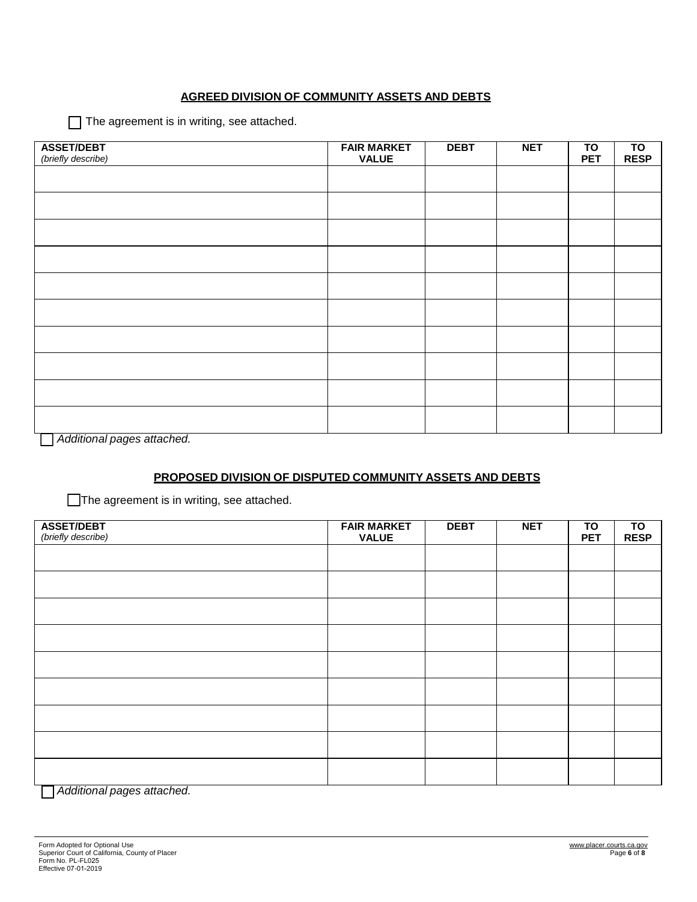## AGREED DIVISION OF COMMUNITY ASSETS AND DEBTS

☐ The agreement is in writing, see attached.

| **ASSET/DEBT** *(briefly describe)* | **FAIR MARKET VALUE** | **DEBT** | **NET** | **TO PET** | **TO RESP** |
|---|---|---|---|---|---|
| | | | | | |
| | | | | | |
| | | | | | |
| | | | | | |
| | | | | | |
| | | | | | |
| | | | | | |
| | | | | | |
| | | | | | |
| | | | | | |

☐ *Additional pages attached.*

## PROPOSED DIVISION OF DISPUTED COMMUNITY ASSETS AND DEBTS

☐ The agreement is in writing, see attached.

| **ASSET/DEBT** *(briefly describe)* | **FAIR MARKET VALUE** | **DEBT** | **NET** | **TO PET** | **TO RESP** |
|---|---|---|---|---|---|
| | | | | | |
| | | | | | |
| | | | | | |
| | | | | | |
| | | | | | |
| | | | | | |
| | | | | | |
| | | | | | |
| | | | | | |

☐ *Additional pages attached.*

Form Adopted for Optional Use
Superior Court of California, County of Placer
Form No. PL-FL025
Effective 07-01-2019

www.placer.courts.ca.gov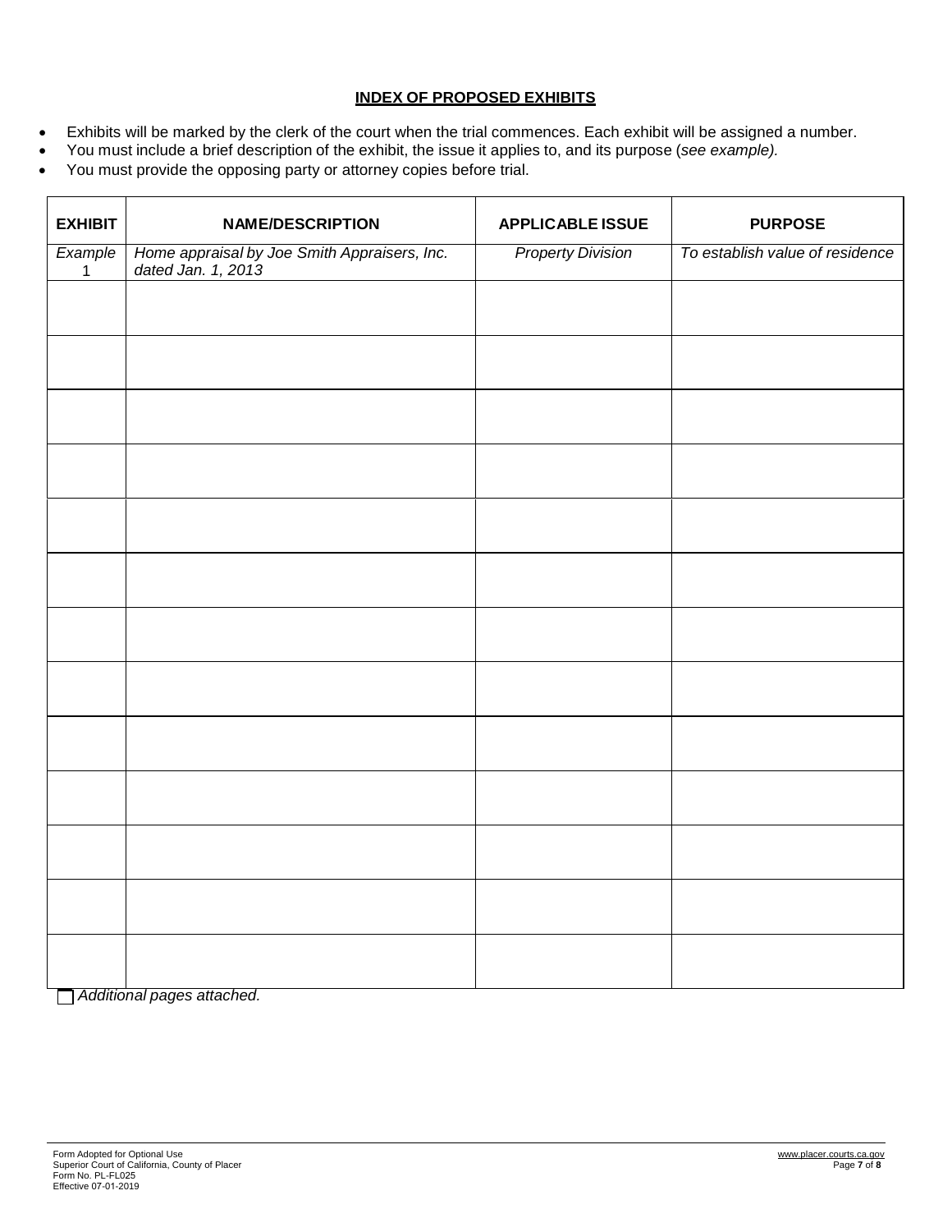## INDEX OF PROPOSED EXHIBITS

- Exhibits will be marked by the clerk of the court when the trial commences. Each exhibit will be assigned a number.
- You must include a brief description of the exhibit, the issue it applies to, and its purpose (*see example).*
- You must provide the opposing party or attorney copies before trial.

| EXHIBIT | NAME/DESCRIPTION | APPLICABLE ISSUE | PURPOSE |
|---|---|---|---|
| *Example* 1 | *Home appraisal by Joe Smith Appraisers, Inc. dated Jan. 1, 2013* | *Property Division* | *To establish value of residence* |
| | | | |
| | | | |
| | | | |
| | | | |
| | | | |
| | | | |
| | | | |
| | | | |
| | | | |
| | | | |
| | | | |
| | | | |
| | | | |

☐ *Additional pages attached.*

Form Adopted for Optional Use
Superior Court of California, County of Placer
Form No. PL-FL025
Effective 07-01-2019

www.placer.courts.ca.gov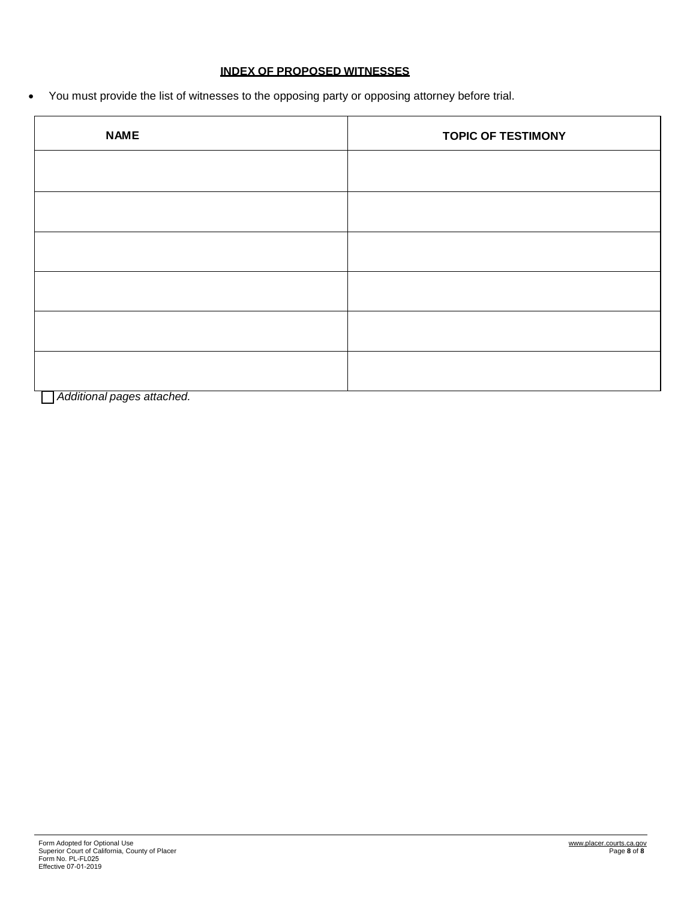## INDEX OF PROPOSED WITNESSES

- You must provide the list of witnesses to the opposing party or opposing attorney before trial.

| NAME | TOPIC OF TESTIMONY |
|---|---|
| | |
| | |
| | |
| | |
| | |
| | |

☐ *Additional pages attached.*

Form Adopted for Optional Use
Superior Court of California, County of Placer
Form No. PL-FL025
Effective 07-01-2019

www.placer.courts.ca.gov